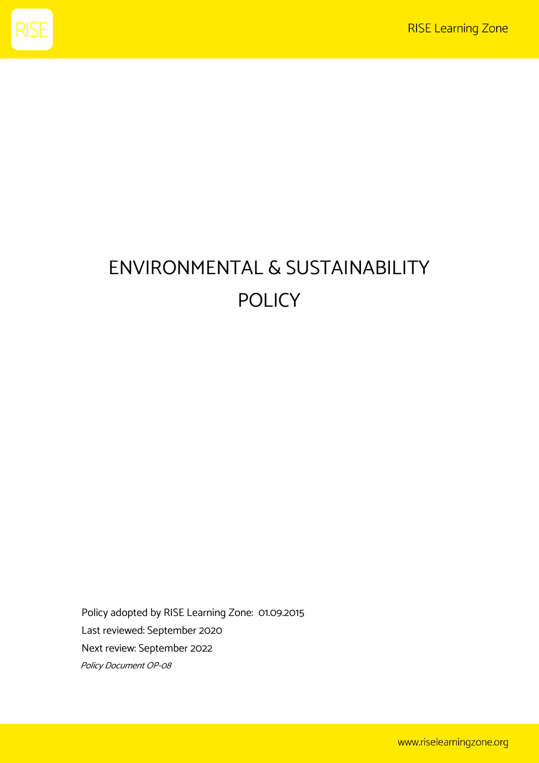# ENVIRONMENTAL & SUSTAINABILITY POLICY

Policy adopted by RISE Learning Zone: 01.09.2015

Last reviewed: September 2020

Next review: September 2022

*Policy Document OP-08*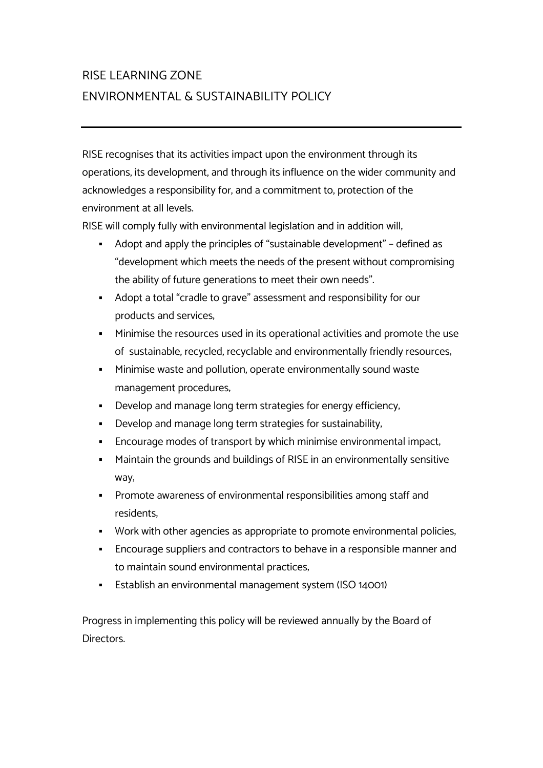# RISE LEARNING ZONE
# ENVIRONMENTAL & SUSTAINABILITY POLICY

---

RISE recognises that its activities impact upon the environment through its operations, its development, and through its influence on the wider community and acknowledges a responsibility for, and a commitment to, protection of the environment at all levels.

RISE will comply fully with environmental legislation and in addition will,

- Adopt and apply the principles of "sustainable development" – defined as "development which meets the needs of the present without compromising the ability of future generations to meet their own needs".
- Adopt a total "cradle to grave" assessment and responsibility for our products and services,
- Minimise the resources used in its operational activities and promote the use of sustainable, recycled, recyclable and environmentally friendly resources,
- Minimise waste and pollution, operate environmentally sound waste management procedures,
- Develop and manage long term strategies for energy efficiency,
- Develop and manage long term strategies for sustainability,
- Encourage modes of transport by which minimise environmental impact,
- Maintain the grounds and buildings of RISE in an environmentally sensitive way,
- Promote awareness of environmental responsibilities among staff and residents,
- Work with other agencies as appropriate to promote environmental policies,
- Encourage suppliers and contractors to behave in a responsible manner and to maintain sound environmental practices,
- Establish an environmental management system (ISO 14001)

Progress in implementing this policy will be reviewed annually by the Board of Directors.